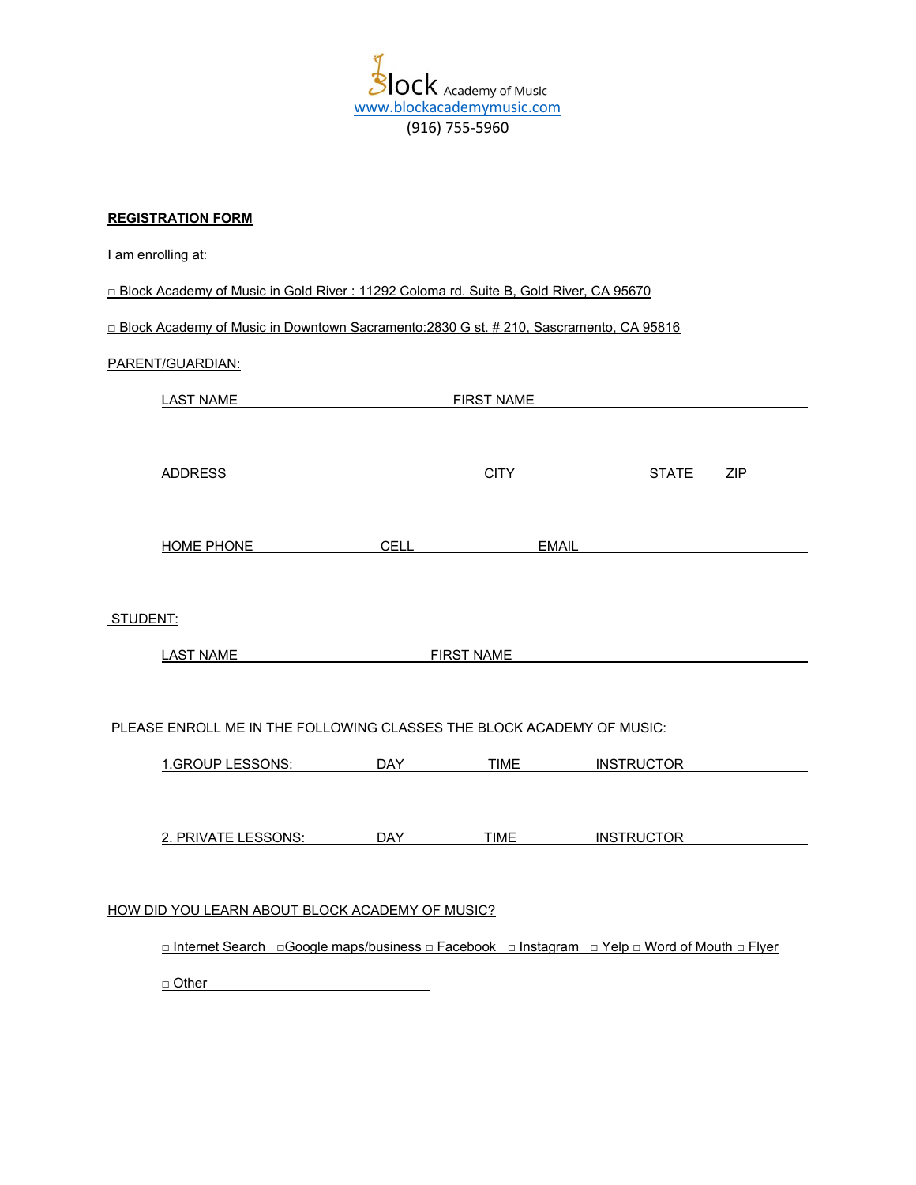Block Academy of Music

www.blockacademymusic.com

(916) 755-5960

**REGISTRATION FORM**

I am enrolling at:

□ Block Academy of Music in Gold River : 11292 Coloma rd. Suite B, Gold River, CA 95670

□ Block Academy of Music in Downtown Sacramento:2830 G st. # 210, Sascramento, CA 95816

PARENT/GUARDIAN:

LAST NAME ______________________ FIRST NAME ______________________

ADDRESS ______________________ CITY ______________ STATE ______ ZIP ______

HOME PHONE ______________ CELL ______________ EMAIL ______________________

STUDENT:

LAST NAME ______________________ FIRST NAME ______________________

PLEASE ENROLL ME IN THE FOLLOWING CLASSES THE BLOCK ACADEMY OF MUSIC:

1.GROUP LESSONS: DAY __________ TIME __________ INSTRUCTOR __________

2. PRIVATE LESSONS: DAY __________ TIME __________ INSTRUCTOR __________

HOW DID YOU LEARN ABOUT BLOCK ACADEMY OF MUSIC?

□ Internet Search □Google maps/business □ Facebook □ Instagram □ Yelp □ Word of Mouth □ Flyer

□ Other ______________________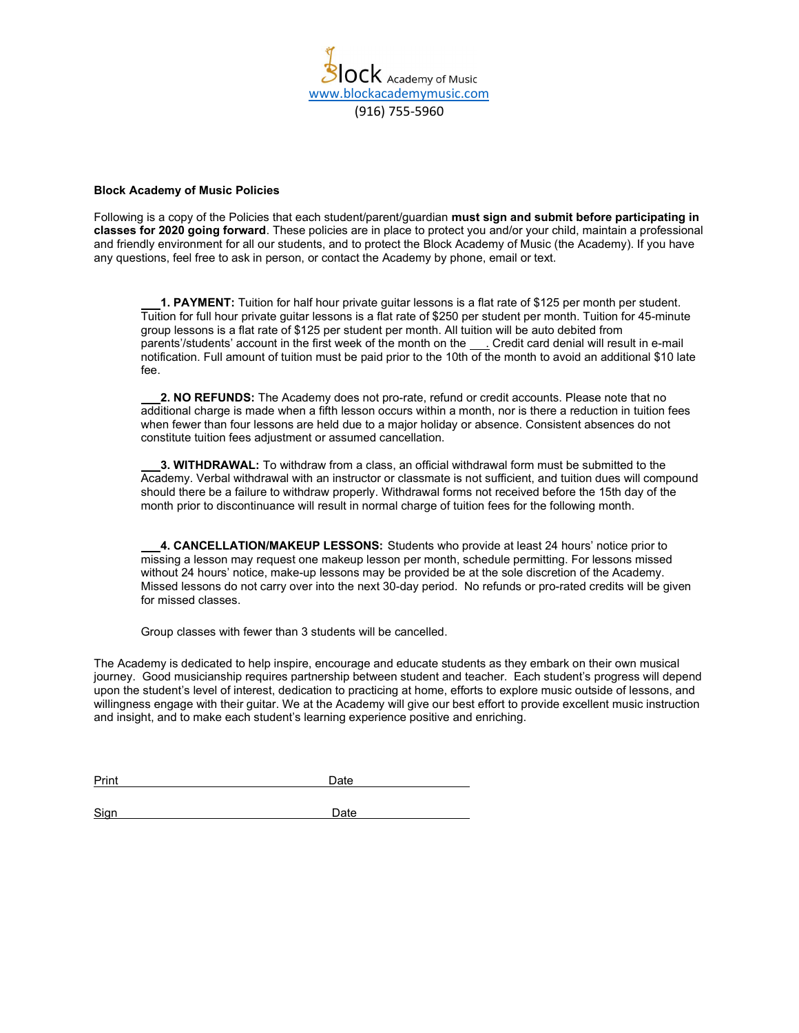Block Academy of Music
www.blockacademymusic.com
(916) 755-5960

**Block Academy of Music Policies**

Following is a copy of the Policies that each student/parent/guardian **must sign and submit before participating in classes for 2020 going forward**. These policies are in place to protect you and/or your child, maintain a professional and friendly environment for all our students, and to protect the Block Academy of Music (the Academy). If you have any questions, feel free to ask in person, or contact the Academy by phone, email or text.

___**1. PAYMENT:** Tuition for half hour private guitar lessons is a flat rate of $125 per month per student. Tuition for full hour private guitar lessons is a flat rate of $250 per student per month. Tuition for 45-minute group lessons is a flat rate of $125 per student per month. All tuition will be auto debited from parents'/students' account in the first week of the month on the ___. Credit card denial will result in e-mail notification. Full amount of tuition must be paid prior to the 10th of the month to avoid an additional $10 late fee.

___**2. NO REFUNDS:** The Academy does not pro-rate, refund or credit accounts. Please note that no additional charge is made when a fifth lesson occurs within a month, nor is there a reduction in tuition fees when fewer than four lessons are held due to a major holiday or absence. Consistent absences do not constitute tuition fees adjustment or assumed cancellation.

___**3. WITHDRAWAL:** To withdraw from a class, an official withdrawal form must be submitted to the Academy. Verbal withdrawal with an instructor or classmate is not sufficient, and tuition dues will compound should there be a failure to withdraw properly. Withdrawal forms not received before the 15th day of the month prior to discontinuance will result in normal charge of tuition fees for the following month.

___**4. CANCELLATION/MAKEUP LESSONS:** Students who provide at least 24 hours' notice prior to missing a lesson may request one makeup lesson per month, schedule permitting. For lessons missed without 24 hours' notice, make-up lessons may be provided be at the sole discretion of the Academy. Missed lessons do not carry over into the next 30-day period. No refunds or pro-rated credits will be given for missed classes.

Group classes with fewer than 3 students will be cancelled.

The Academy is dedicated to help inspire, encourage and educate students as they embark on their own musical journey. Good musicianship requires partnership between student and teacher. Each student's progress will depend upon the student's level of interest, dedication to practicing at home, efforts to explore music outside of lessons, and willingness engage with their guitar. We at the Academy will give our best effort to provide excellent music instruction and insight, and to make each student's learning experience positive and enriching.

Print ______________________________ Date ______________

Sign ______________________________ Date ______________